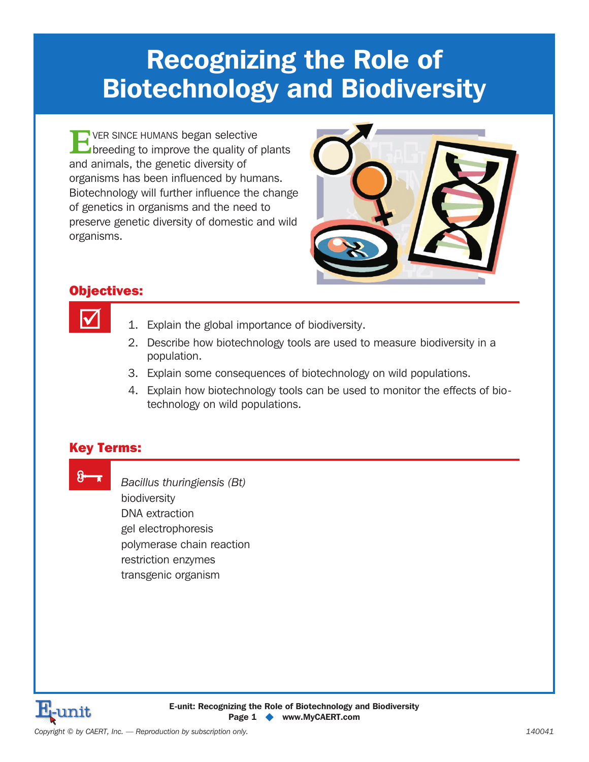# Recognizing the Role of Biotechnology and Biodiversity

EVER SINCE HUMANS began selective breeding to improve the quality of plants and animals, the genetic diversity of organisms has been influenced by humans. Biotechnology will further influence the change of genetics in organisms and the need to preserve genetic diversity of domestic and wild organisms.

## Objectives:

1. Explain the global importance of biodiversity.
2. Describe how biotechnology tools are used to measure biodiversity in a population.
3. Explain some consequences of biotechnology on wild populations.
4. Explain how biotechnology tools can be used to monitor the effects of biotechnology on wild populations.

## Key Terms:

*Bacillus thuringiensis (Bt)*
biodiversity
DNA extraction
gel electrophoresis
polymerase chain reaction
restriction enzymes
transgenic organism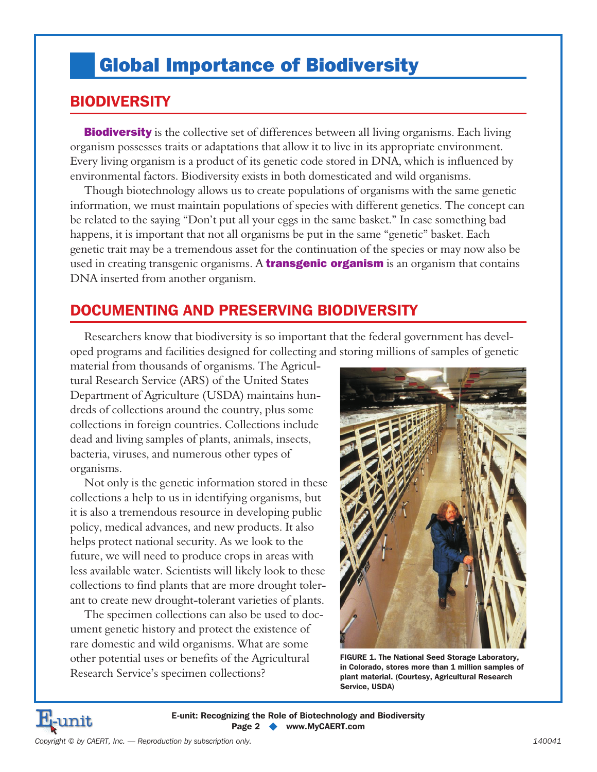# Global Importance of Biodiversity

## BIODIVERSITY

**Biodiversity** is the collective set of differences between all living organisms. Each living organism possesses traits or adaptations that allow it to live in its appropriate environment. Every living organism is a product of its genetic code stored in DNA, which is influenced by environmental factors. Biodiversity exists in both domesticated and wild organisms.

Though biotechnology allows us to create populations of organisms with the same genetic information, we must maintain populations of species with different genetics. The concept can be related to the saying "Don't put all your eggs in the same basket." In case something bad happens, it is important that not all organisms be put in the same "genetic" basket. Each genetic trait may be a tremendous asset for the continuation of the species or may now also be used in creating transgenic organisms. A **transgenic organism** is an organism that contains DNA inserted from another organism.

## DOCUMENTING AND PRESERVING BIODIVERSITY

Researchers know that biodiversity is so important that the federal government has developed programs and facilities designed for collecting and storing millions of samples of genetic material from thousands of organisms. The Agricultural Research Service (ARS) of the United States Department of Agriculture (USDA) maintains hundreds of collections around the country, plus some collections in foreign countries. Collections include dead and living samples of plants, animals, insects, bacteria, viruses, and numerous other types of organisms.

Not only is the genetic information stored in these collections a help to us in identifying organisms, but it is also a tremendous resource in developing public policy, medical advances, and new products. It also helps protect national security. As we look to the future, we will need to produce crops in areas with less available water. Scientists will likely look to these collections to find plants that are more drought tolerant to create new drought-tolerant varieties of plants.

The specimen collections can also be used to document genetic history and protect the existence of rare domestic and wild organisms. What are some other potential uses or benefits of the Agricultural Research Service's specimen collections?

FIGURE 1. The National Seed Storage Laboratory, in Colorado, stores more than 1 million samples of plant material. (Courtesy, Agricultural Research Service, USDA)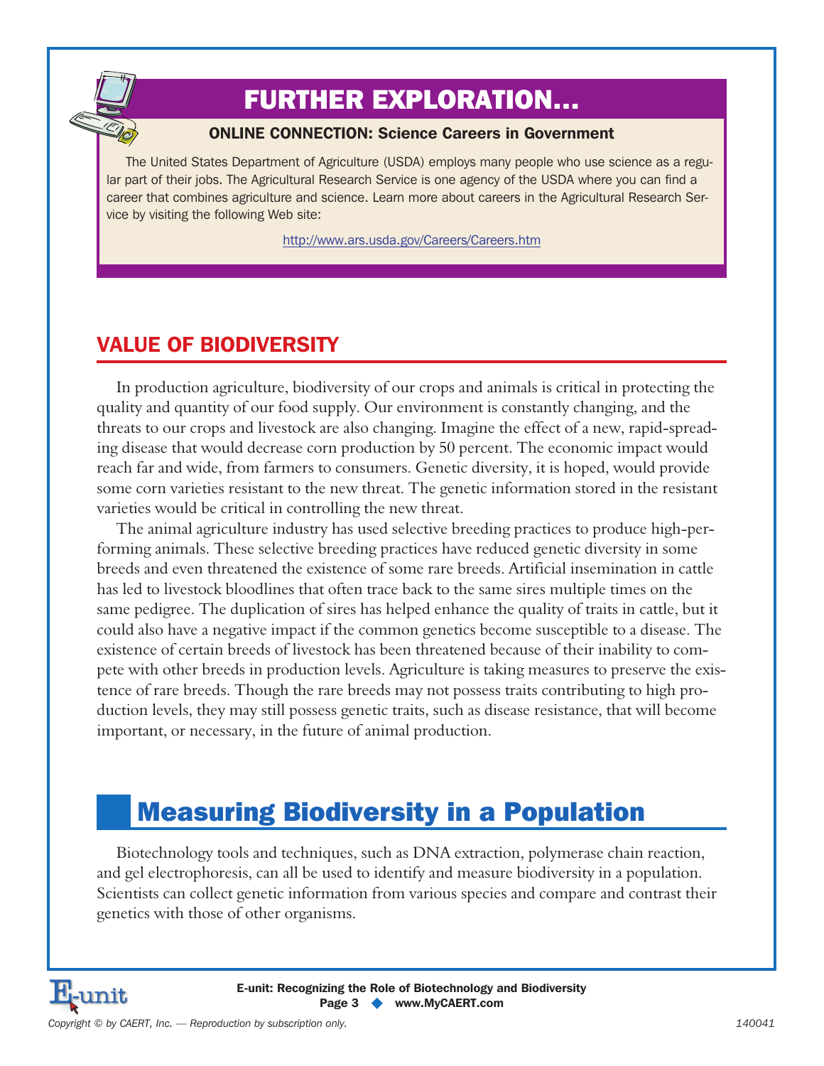## FURTHER EXPLORATION...

### ONLINE CONNECTION: Science Careers in Government

The United States Department of Agriculture (USDA) employs many people who use science as a regular part of their jobs. The Agricultural Research Service is one agency of the USDA where you can find a career that combines agriculture and science. Learn more about careers in the Agricultural Research Service by visiting the following Web site:

http://www.ars.usda.gov/Careers/Careers.htm

## VALUE OF BIODIVERSITY

In production agriculture, biodiversity of our crops and animals is critical in protecting the quality and quantity of our food supply. Our environment is constantly changing, and the threats to our crops and livestock are also changing. Imagine the effect of a new, rapid-spreading disease that would decrease corn production by 50 percent. The economic impact would reach far and wide, from farmers to consumers. Genetic diversity, it is hoped, would provide some corn varieties resistant to the new threat. The genetic information stored in the resistant varieties would be critical in controlling the new threat.

The animal agriculture industry has used selective breeding practices to produce high-performing animals. These selective breeding practices have reduced genetic diversity in some breeds and even threatened the existence of some rare breeds. Artificial insemination in cattle has led to livestock bloodlines that often trace back to the same sires multiple times on the same pedigree. The duplication of sires has helped enhance the quality of traits in cattle, but it could also have a negative impact if the common genetics become susceptible to a disease. The existence of certain breeds of livestock has been threatened because of their inability to compete with other breeds in production levels. Agriculture is taking measures to preserve the existence of rare breeds. Though the rare breeds may not possess traits contributing to high production levels, they may still possess genetic traits, such as disease resistance, that will become important, or necessary, in the future of animal production.

# Measuring Biodiversity in a Population

Biotechnology tools and techniques, such as DNA extraction, polymerase chain reaction, and gel electrophoresis, can all be used to identify and measure biodiversity in a population. Scientists can collect genetic information from various species and compare and contrast their genetics with those of other organisms.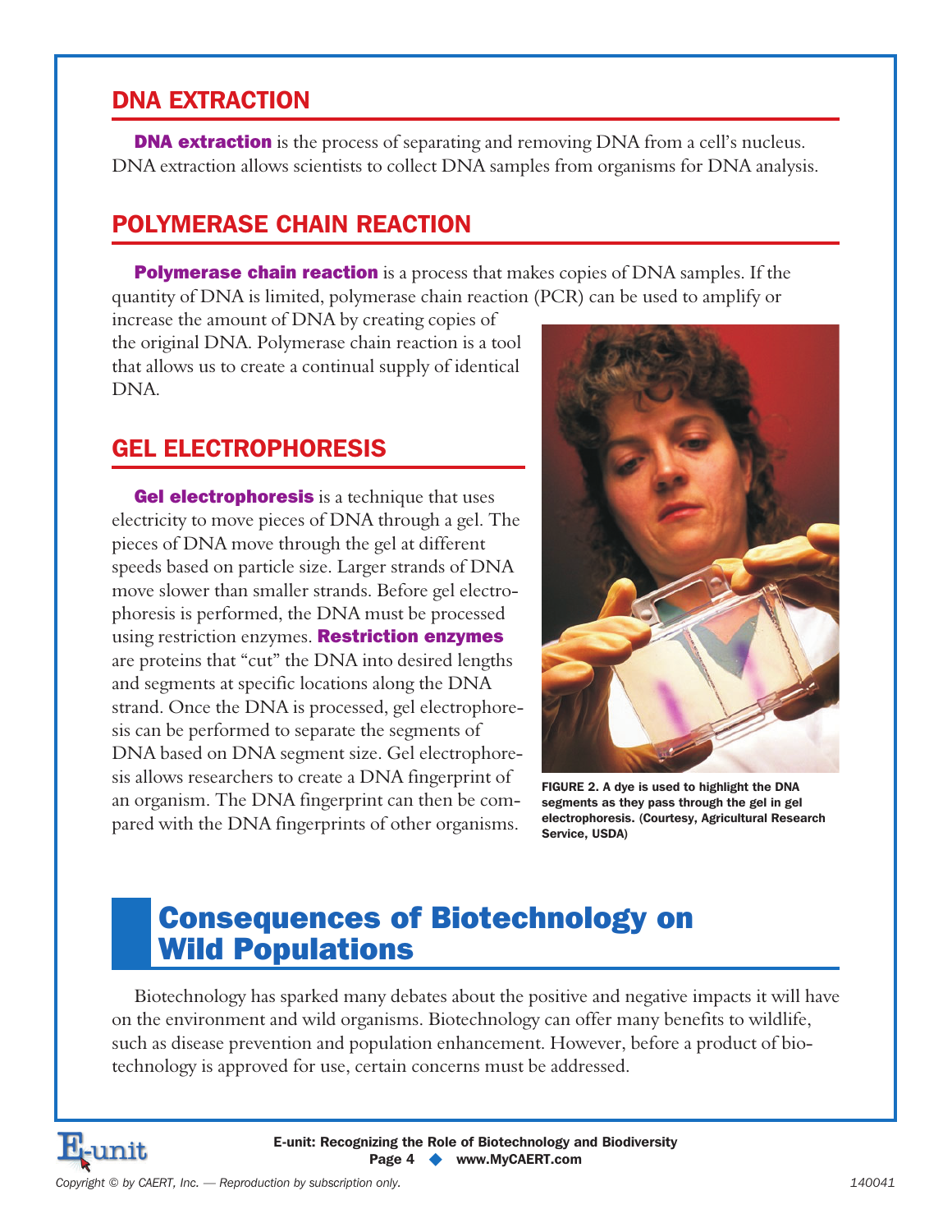## DNA EXTRACTION

**DNA extraction** is the process of separating and removing DNA from a cell's nucleus. DNA extraction allows scientists to collect DNA samples from organisms for DNA analysis.

## POLYMERASE CHAIN REACTION

**Polymerase chain reaction** is a process that makes copies of DNA samples. If the quantity of DNA is limited, polymerase chain reaction (PCR) can be used to amplify or increase the amount of DNA by creating copies of the original DNA. Polymerase chain reaction is a tool that allows us to create a continual supply of identical DNA.

## GEL ELECTROPHORESIS

**Gel electrophoresis** is a technique that uses electricity to move pieces of DNA through a gel. The pieces of DNA move through the gel at different speeds based on particle size. Larger strands of DNA move slower than smaller strands. Before gel electrophoresis is performed, the DNA must be processed using restriction enzymes. **Restriction enzymes** are proteins that "cut" the DNA into desired lengths and segments at specific locations along the DNA strand. Once the DNA is processed, gel electrophoresis can be performed to separate the segments of DNA based on DNA segment size. Gel electrophoresis allows researchers to create a DNA fingerprint of an organism. The DNA fingerprint can then be compared with the DNA fingerprints of other organisms.

FIGURE 2. A dye is used to highlight the DNA segments as they pass through the gel in gel electrophoresis. (Courtesy, Agricultural Research Service, USDA)

# Consequences of Biotechnology on Wild Populations

Biotechnology has sparked many debates about the positive and negative impacts it will have on the environment and wild organisms. Biotechnology can offer many benefits to wildlife, such as disease prevention and population enhancement. However, before a product of biotechnology is approved for use, certain concerns must be addressed.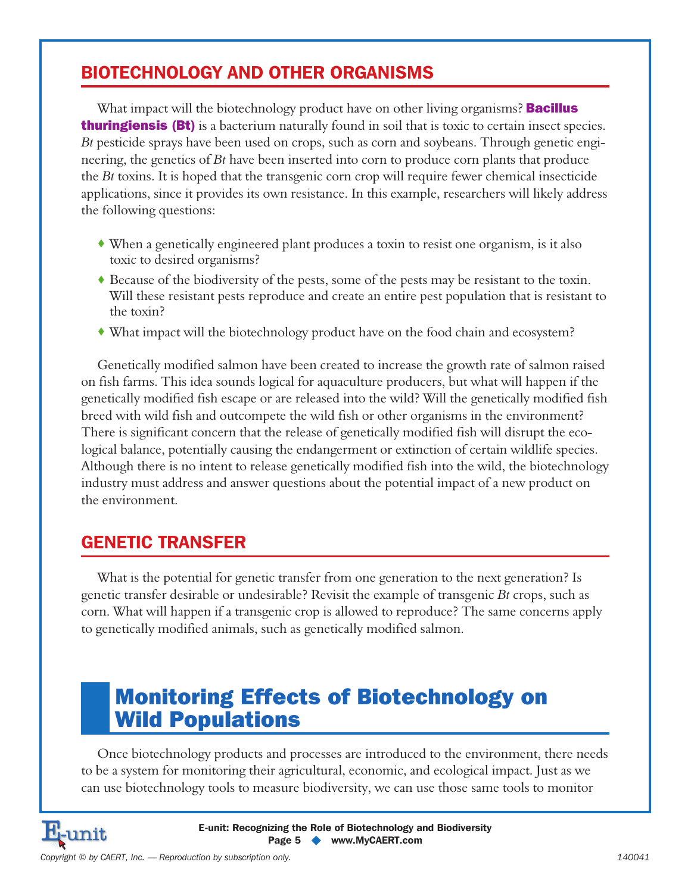## BIOTECHNOLOGY AND OTHER ORGANISMS

What impact will the biotechnology product have on other living organisms? **Bacillus thuringiensis (Bt)** is a bacterium naturally found in soil that is toxic to certain insect species. *Bt* pesticide sprays have been used on crops, such as corn and soybeans. Through genetic engineering, the genetics of *Bt* have been inserted into corn to produce corn plants that produce the *Bt* toxins. It is hoped that the transgenic corn crop will require fewer chemical insecticide applications, since it provides its own resistance. In this example, researchers will likely address the following questions:

- When a genetically engineered plant produces a toxin to resist one organism, is it also toxic to desired organisms?
- Because of the biodiversity of the pests, some of the pests may be resistant to the toxin. Will these resistant pests reproduce and create an entire pest population that is resistant to the toxin?
- What impact will the biotechnology product have on the food chain and ecosystem?

Genetically modified salmon have been created to increase the growth rate of salmon raised on fish farms. This idea sounds logical for aquaculture producers, but what will happen if the genetically modified fish escape or are released into the wild? Will the genetically modified fish breed with wild fish and outcompete the wild fish or other organisms in the environment? There is significant concern that the release of genetically modified fish will disrupt the ecological balance, potentially causing the endangerment or extinction of certain wildlife species. Although there is no intent to release genetically modified fish into the wild, the biotechnology industry must address and answer questions about the potential impact of a new product on the environment.

## GENETIC TRANSFER

What is the potential for genetic transfer from one generation to the next generation? Is genetic transfer desirable or undesirable? Revisit the example of transgenic *Bt* crops, such as corn. What will happen if a transgenic crop is allowed to reproduce? The same concerns apply to genetically modified animals, such as genetically modified salmon.

# Monitoring Effects of Biotechnology on Wild Populations

Once biotechnology products and processes are introduced to the environment, there needs to be a system for monitoring their agricultural, economic, and ecological impact. Just as we can use biotechnology tools to measure biodiversity, we can use those same tools to monitor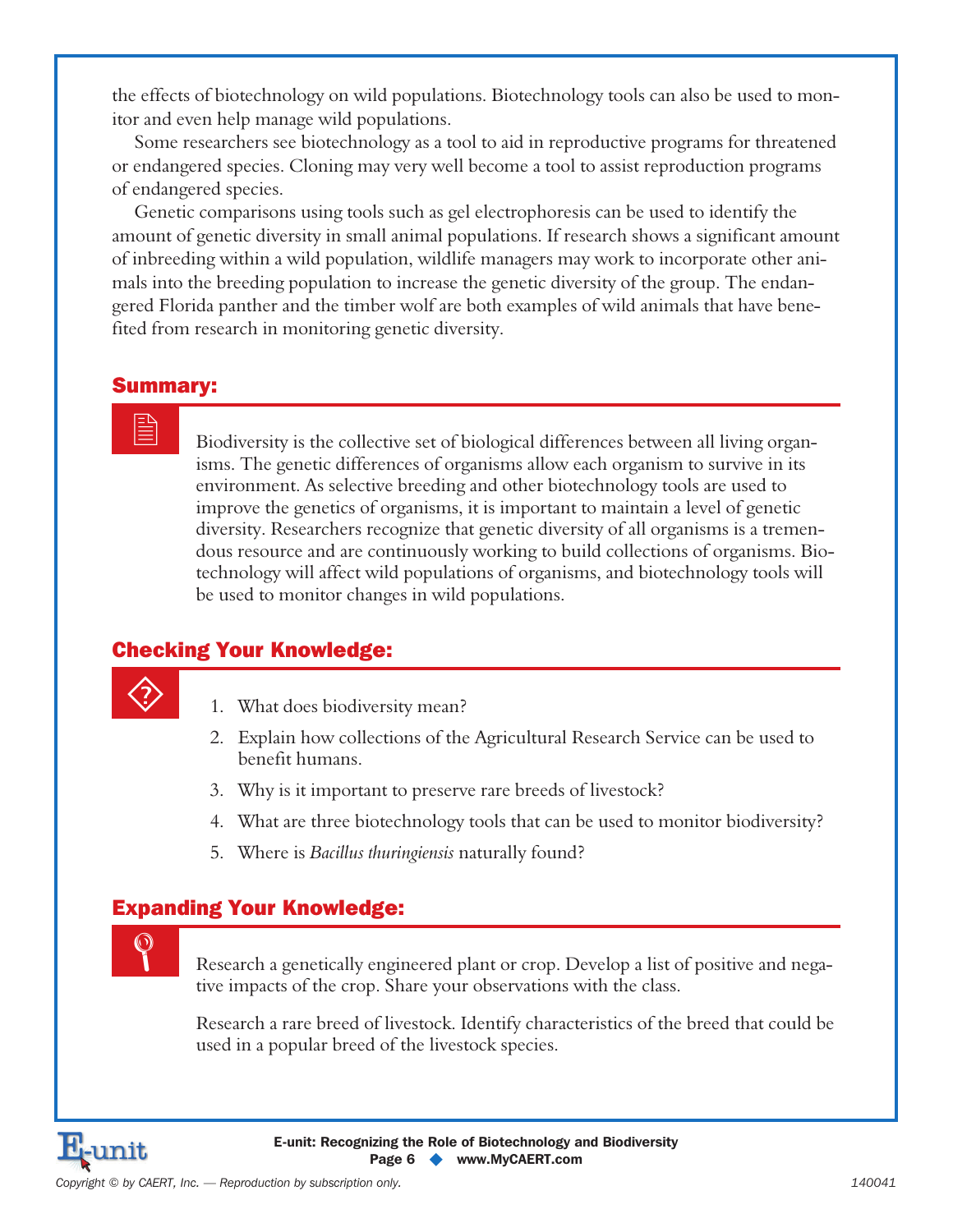the effects of biotechnology on wild populations. Biotechnology tools can also be used to monitor and even help manage wild populations.

Some researchers see biotechnology as a tool to aid in reproductive programs for threatened or endangered species. Cloning may very well become a tool to assist reproduction programs of endangered species.

Genetic comparisons using tools such as gel electrophoresis can be used to identify the amount of genetic diversity in small animal populations. If research shows a significant amount of inbreeding within a wild population, wildlife managers may work to incorporate other animals into the breeding population to increase the genetic diversity of the group. The endangered Florida panther and the timber wolf are both examples of wild animals that have benefited from research in monitoring genetic diversity.

## Summary:

Biodiversity is the collective set of biological differences between all living organisms. The genetic differences of organisms allow each organism to survive in its environment. As selective breeding and other biotechnology tools are used to improve the genetics of organisms, it is important to maintain a level of genetic diversity. Researchers recognize that genetic diversity of all organisms is a tremendous resource and are continuously working to build collections of organisms. Biotechnology will affect wild populations of organisms, and biotechnology tools will be used to monitor changes in wild populations.

## Checking Your Knowledge:

1. What does biodiversity mean?
2. Explain how collections of the Agricultural Research Service can be used to benefit humans.
3. Why is it important to preserve rare breeds of livestock?
4. What are three biotechnology tools that can be used to monitor biodiversity?
5. Where is *Bacillus thuringiensis* naturally found?

## Expanding Your Knowledge:

Research a genetically engineered plant or crop. Develop a list of positive and negative impacts of the crop. Share your observations with the class.

Research a rare breed of livestock. Identify characteristics of the breed that could be used in a popular breed of the livestock species.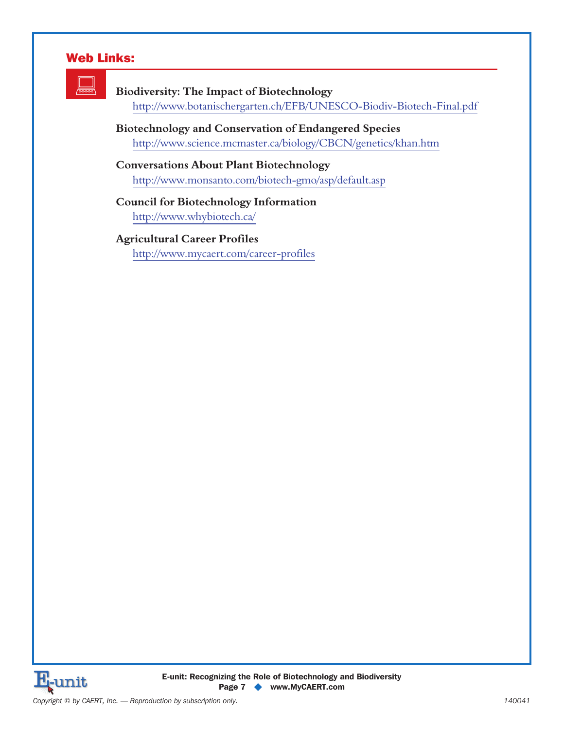## Web Links:

**Biodiversity: The Impact of Biotechnology**
http://www.botanischergarten.ch/EFB/UNESCO-Biodiv-Biotech-Final.pdf

**Biotechnology and Conservation of Endangered Species**
http://www.science.mcmaster.ca/biology/CBCN/genetics/khan.htm

**Conversations About Plant Biotechnology**
http://www.monsanto.com/biotech-gmo/asp/default.asp

**Council for Biotechnology Information**
http://www.whybiotech.ca/

**Agricultural Career Profiles**
http://www.mycaert.com/career-profiles